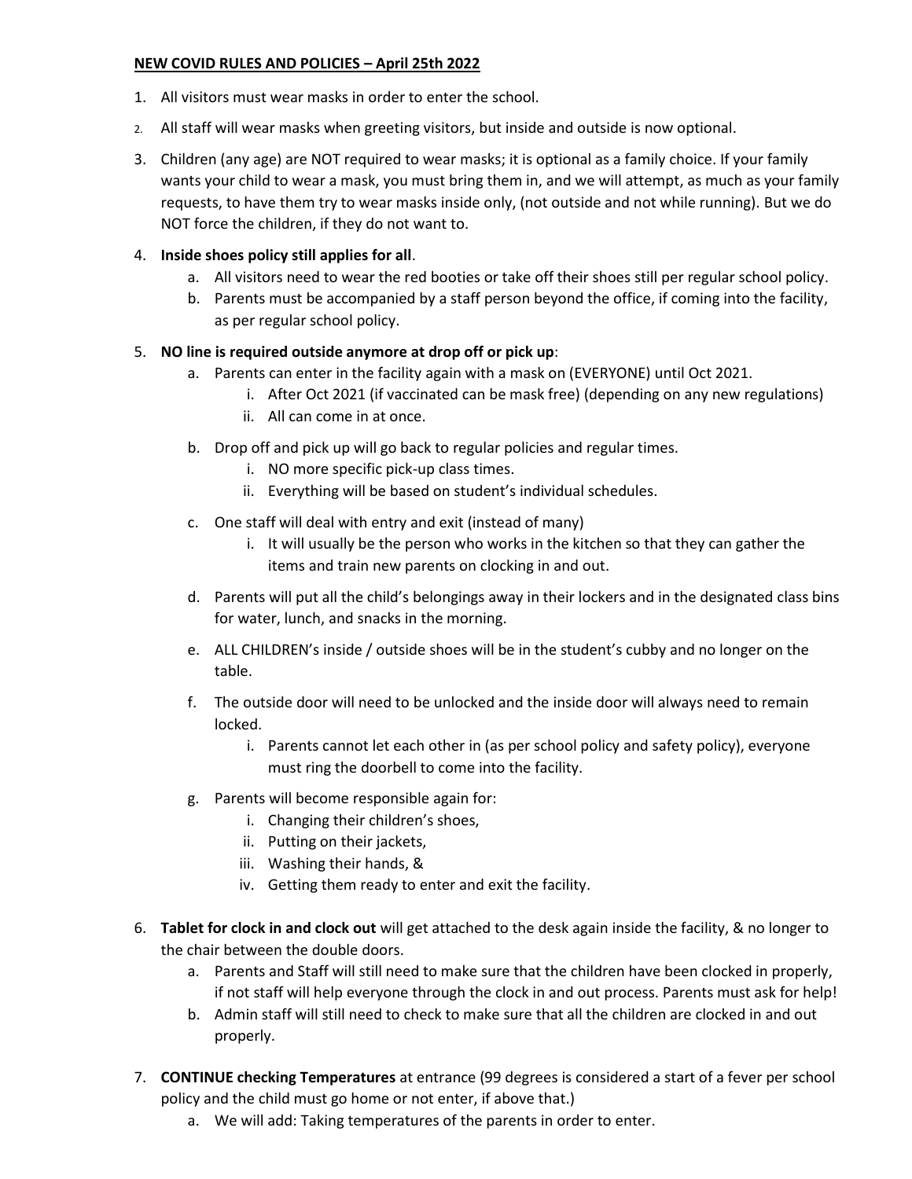**NEW COVID RULES AND POLICIES – April 25th 2022**

1. All visitors must wear masks in order to enter the school.
2. All staff will wear masks when greeting visitors, but inside and outside is now optional.
3. Children (any age) are NOT required to wear masks; it is optional as a family choice. If your family wants your child to wear a mask, you must bring them in, and we will attempt, as much as your family requests, to have them try to wear masks inside only, (not outside and not while running). But we do NOT force the children, if they do not want to.
4. **Inside shoes policy still applies for all**.
    a. All visitors need to wear the red booties or take off their shoes still per regular school policy.
    b. Parents must be accompanied by a staff person beyond the office, if coming into the facility, as per regular school policy.
5. **NO line is required outside anymore at drop off or pick up**:
    a. Parents can enter in the facility again with a mask on (EVERYONE) until Oct 2021.
        i. After Oct 2021 (if vaccinated can be mask free) (depending on any new regulations)
        ii. All can come in at once.
    b. Drop off and pick up will go back to regular policies and regular times.
        i. NO more specific pick-up class times.
        ii. Everything will be based on student's individual schedules.
    c. One staff will deal with entry and exit (instead of many)
        i. It will usually be the person who works in the kitchen so that they can gather the items and train new parents on clocking in and out.
    d. Parents will put all the child's belongings away in their lockers and in the designated class bins for water, lunch, and snacks in the morning.
    e. ALL CHILDREN's inside / outside shoes will be in the student's cubby and no longer on the table.
    f. The outside door will need to be unlocked and the inside door will always need to remain locked.
        i. Parents cannot let each other in (as per school policy and safety policy), everyone must ring the doorbell to come into the facility.
    g. Parents will become responsible again for:
        i. Changing their children's shoes,
        ii. Putting on their jackets,
        iii. Washing their hands, &
        iv. Getting them ready to enter and exit the facility.
6. **Tablet for clock in and clock out** will get attached to the desk again inside the facility, & no longer to the chair between the double doors.
    a. Parents and Staff will still need to make sure that the children have been clocked in properly, if not staff will help everyone through the clock in and out process. Parents must ask for help!
    b. Admin staff will still need to check to make sure that all the children are clocked in and out properly.
7. **CONTINUE checking Temperatures** at entrance (99 degrees is considered a start of a fever per school policy and the child must go home or not enter, if above that.)
    a. We will add: Taking temperatures of the parents in order to enter.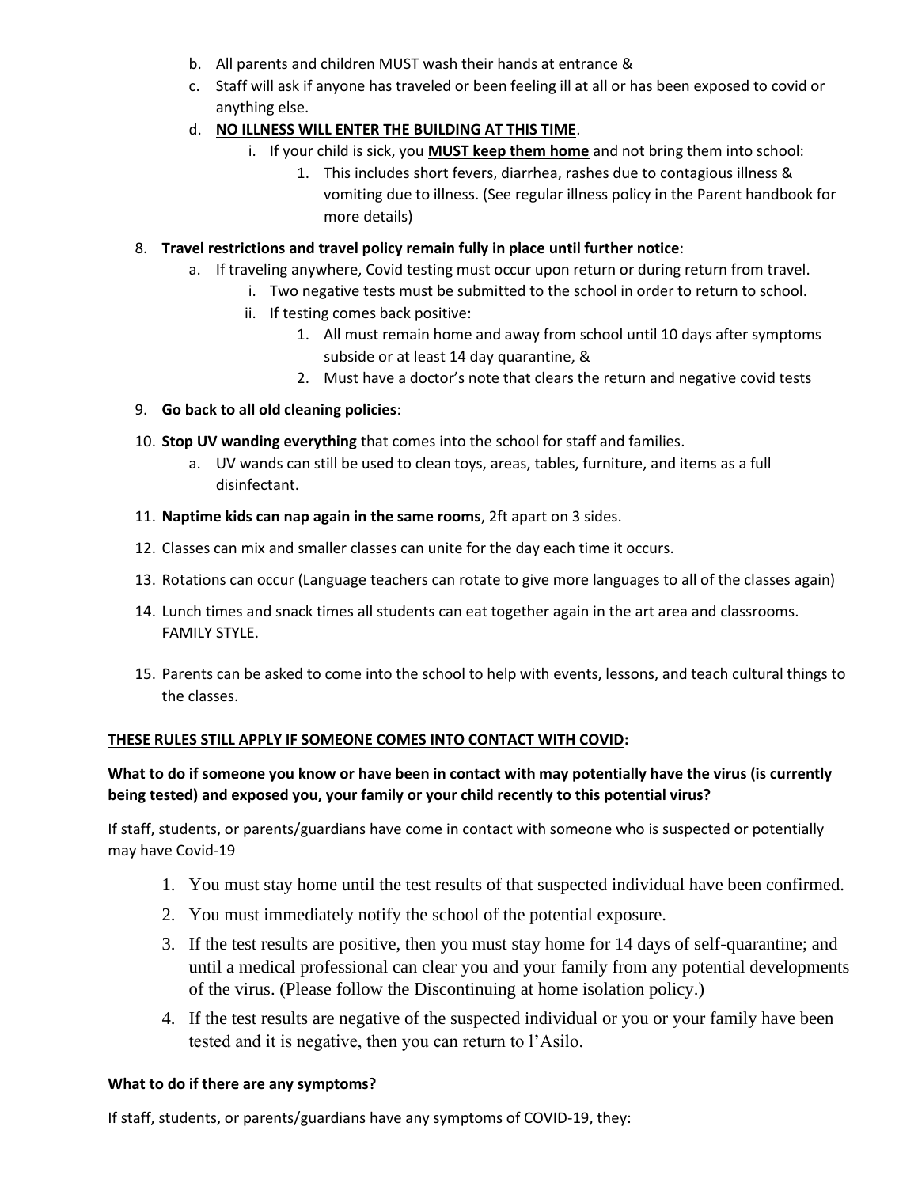b. All parents and children MUST wash their hands at entrance &
c. Staff will ask if anyone has traveled or been feeling ill at all or has been exposed to covid or anything else.
d. <u>**NO ILLNESS WILL ENTER THE BUILDING AT THIS TIME**</u>.
    i. If your child is sick, you <u>**MUST keep them home**</u> and not bring them into school:
        1. This includes short fevers, diarrhea, rashes due to contagious illness & vomiting due to illness. (See regular illness policy in the Parent handbook for more details)

8. **Travel restrictions and travel policy remain fully in place until further notice**:
    a. If traveling anywhere, Covid testing must occur upon return or during return from travel.
        i. Two negative tests must be submitted to the school in order to return to school.
        ii. If testing comes back positive:
            1. All must remain home and away from school until 10 days after symptoms subside or at least 14 day quarantine, &
            2. Must have a doctor's note that clears the return and negative covid tests

9. **Go back to all old cleaning policies**:

10. **Stop UV wanding everything** that comes into the school for staff and families.
    a. UV wands can still be used to clean toys, areas, tables, furniture, and items as a full disinfectant.

11. **Naptime kids can nap again in the same rooms**, 2ft apart on 3 sides.

12. Classes can mix and smaller classes can unite for the day each time it occurs.

13. Rotations can occur (Language teachers can rotate to give more languages to all of the classes again)

14. Lunch times and snack times all students can eat together again in the art area and classrooms. FAMILY STYLE.

15. Parents can be asked to come into the school to help with events, lessons, and teach cultural things to the classes.

<u>**THESE RULES STILL APPLY IF SOMEONE COMES INTO CONTACT WITH COVID:**</u>

**What to do if someone you know or have been in contact with may potentially have the virus (is currently being tested) and exposed you, your family or your child recently to this potential virus?**

If staff, students, or parents/guardians have come in contact with someone who is suspected or potentially may have Covid-19

1. You must stay home until the test results of that suspected individual have been confirmed.
2. You must immediately notify the school of the potential exposure.
3. If the test results are positive, then you must stay home for 14 days of self-quarantine; and until a medical professional can clear you and your family from any potential developments of the virus. (Please follow the Discontinuing at home isolation policy.)
4. If the test results are negative of the suspected individual or you or your family have been tested and it is negative, then you can return to l'Asilo.

**What to do if there are any symptoms?**

If staff, students, or parents/guardians have any symptoms of COVID-19, they: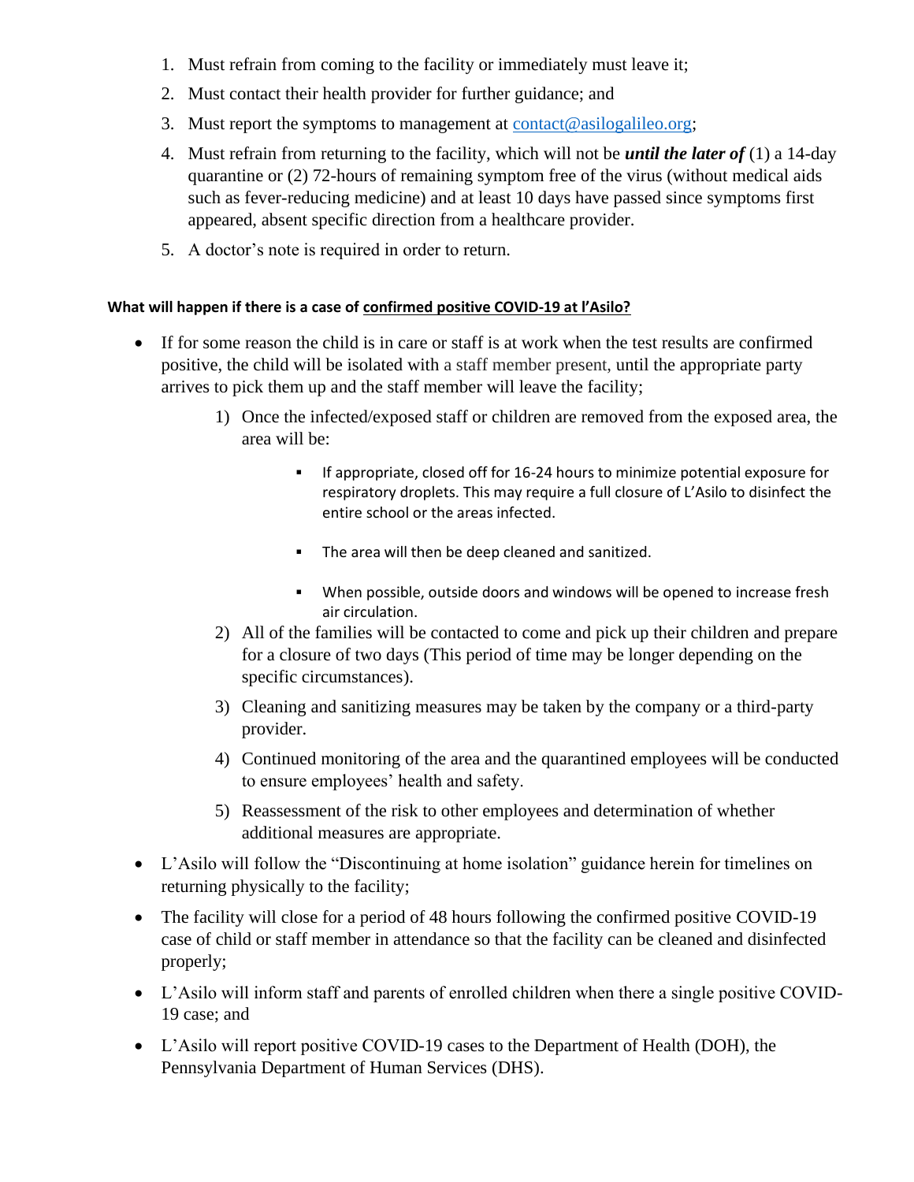1. Must refrain from coming to the facility or immediately must leave it;
2. Must contact their health provider for further guidance; and
3. Must report the symptoms to management at contact@asilogalileo.org;
4. Must refrain from returning to the facility, which will not be ***until the later of*** (1) a 14-day quarantine or (2) 72-hours of remaining symptom free of the virus (without medical aids such as fever-reducing medicine) and at least 10 days have passed since symptoms first appeared, absent specific direction from a healthcare provider.
5. A doctor's note is required in order to return.

#### What will happen if there is a case of confirmed positive COVID-19 at l'Asilo?

- If for some reason the child is in care or staff is at work when the test results are confirmed positive, the child will be isolated with a staff member present, until the appropriate party arrives to pick them up and the staff member will leave the facility;
    1) Once the infected/exposed staff or children are removed from the exposed area, the area will be:
        - If appropriate, closed off for 16-24 hours to minimize potential exposure for respiratory droplets. This may require a full closure of L'Asilo to disinfect the entire school or the areas infected.
        - The area will then be deep cleaned and sanitized.
        - When possible, outside doors and windows will be opened to increase fresh air circulation.
    2) All of the families will be contacted to come and pick up their children and prepare for a closure of two days (This period of time may be longer depending on the specific circumstances).
    3) Cleaning and sanitizing measures may be taken by the company or a third-party provider.
    4) Continued monitoring of the area and the quarantined employees will be conducted to ensure employees' health and safety.
    5) Reassessment of the risk to other employees and determination of whether additional measures are appropriate.
- L'Asilo will follow the "Discontinuing at home isolation" guidance herein for timelines on returning physically to the facility;
- The facility will close for a period of 48 hours following the confirmed positive COVID-19 case of child or staff member in attendance so that the facility can be cleaned and disinfected properly;
- L'Asilo will inform staff and parents of enrolled children when there a single positive COVID-19 case; and
- L'Asilo will report positive COVID-19 cases to the Department of Health (DOH), the Pennsylvania Department of Human Services (DHS).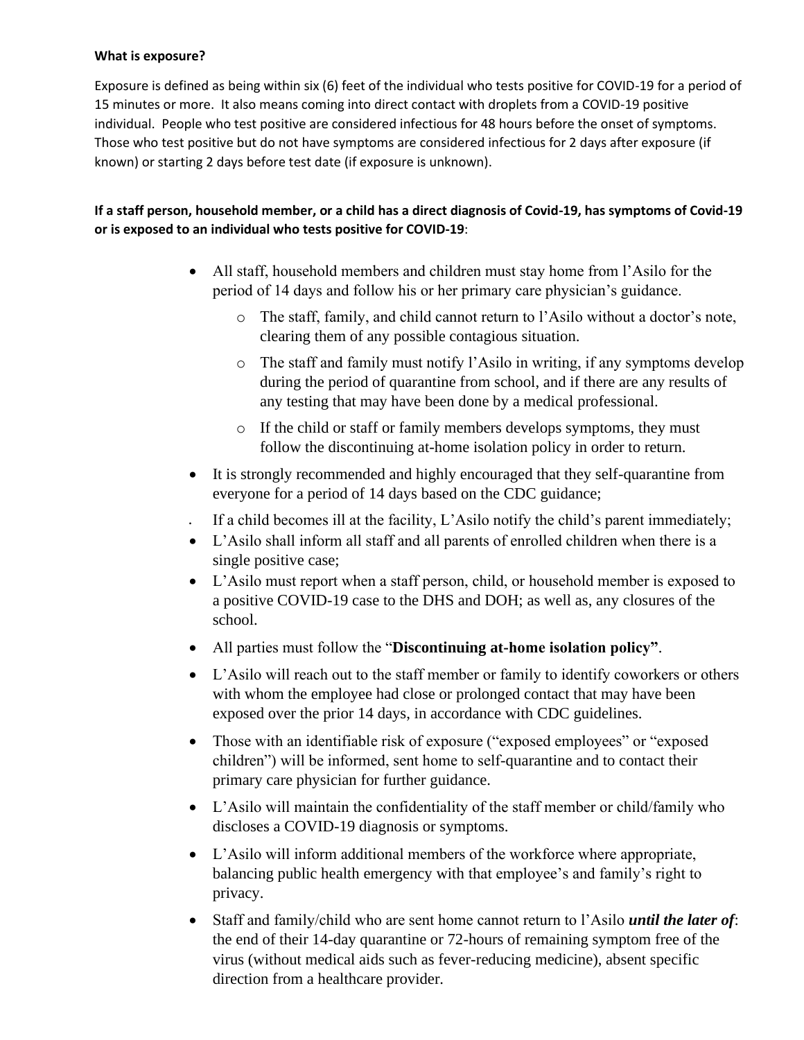**What is exposure?**

Exposure is defined as being within six (6) feet of the individual who tests positive for COVID-19 for a period of 15 minutes or more. It also means coming into direct contact with droplets from a COVID-19 positive individual. People who test positive are considered infectious for 48 hours before the onset of symptoms. Those who test positive but do not have symptoms are considered infectious for 2 days after exposure (if known) or starting 2 days before test date (if exposure is unknown).

**If a staff person, household member, or a child has a direct diagnosis of Covid-19, has symptoms of Covid-19 or is exposed to an individual who tests positive for COVID-19**:

- All staff, household members and children must stay home from l'Asilo for the period of 14 days and follow his or her primary care physician's guidance.
  - The staff, family, and child cannot return to l'Asilo without a doctor's note, clearing them of any possible contagious situation.
  - The staff and family must notify l'Asilo in writing, if any symptoms develop during the period of quarantine from school, and if there are any results of any testing that may have been done by a medical professional.
  - If the child or staff or family members develops symptoms, they must follow the discontinuing at-home isolation policy in order to return.
- It is strongly recommended and highly encouraged that they self-quarantine from everyone for a period of 14 days based on the CDC guidance;
- If a child becomes ill at the facility, L'Asilo notify the child's parent immediately;
- L'Asilo shall inform all staff and all parents of enrolled children when there is a single positive case;
- L'Asilo must report when a staff person, child, or household member is exposed to a positive COVID-19 case to the DHS and DOH; as well as, any closures of the school.
- All parties must follow the "**Discontinuing at-home isolation policy"**.
- L'Asilo will reach out to the staff member or family to identify coworkers or others with whom the employee had close or prolonged contact that may have been exposed over the prior 14 days, in accordance with CDC guidelines.
- Those with an identifiable risk of exposure ("exposed employees" or "exposed children") will be informed, sent home to self-quarantine and to contact their primary care physician for further guidance.
- L'Asilo will maintain the confidentiality of the staff member or child/family who discloses a COVID-19 diagnosis or symptoms.
- L'Asilo will inform additional members of the workforce where appropriate, balancing public health emergency with that employee's and family's right to privacy.
- Staff and family/child who are sent home cannot return to l'Asilo ***until the later of***: the end of their 14-day quarantine or 72-hours of remaining symptom free of the virus (without medical aids such as fever-reducing medicine), absent specific direction from a healthcare provider.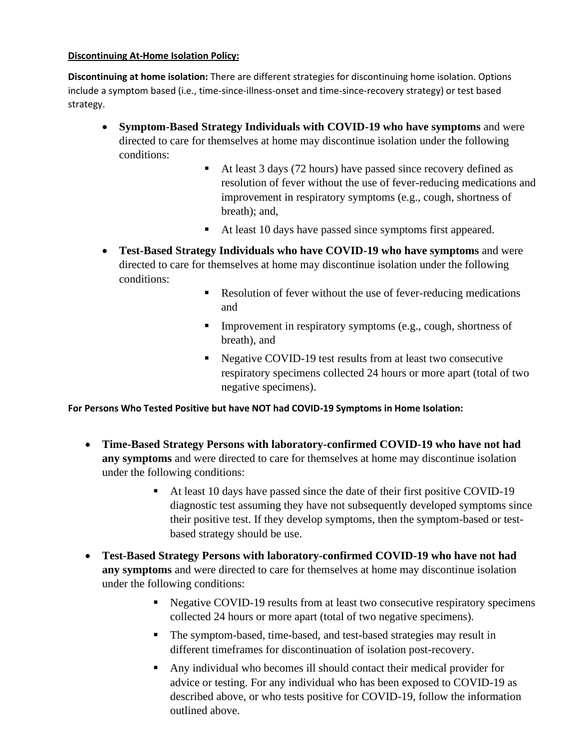**Discontinuing At-Home Isolation Policy:**

**Discontinuing at home isolation:** There are different strategies for discontinuing home isolation. Options include a symptom based (i.e., time-since-illness-onset and time-since-recovery strategy) or test based strategy.

- **Symptom-Based Strategy Individuals with COVID-19 who have symptoms** and were directed to care for themselves at home may discontinue isolation under the following conditions:
    - At least 3 days (72 hours) have passed since recovery defined as resolution of fever without the use of fever-reducing medications and improvement in respiratory symptoms (e.g., cough, shortness of breath); and,
    - At least 10 days have passed since symptoms first appeared.
- **Test-Based Strategy Individuals who have COVID-19 who have symptoms** and were directed to care for themselves at home may discontinue isolation under the following conditions:
    - Resolution of fever without the use of fever-reducing medications and
    - Improvement in respiratory symptoms (e.g., cough, shortness of breath), and
    - Negative COVID-19 test results from at least two consecutive respiratory specimens collected 24 hours or more apart (total of two negative specimens).

**For Persons Who Tested Positive but have NOT had COVID-19 Symptoms in Home Isolation:**

- **Time-Based Strategy Persons with laboratory-confirmed COVID-19 who have not had any symptoms** and were directed to care for themselves at home may discontinue isolation under the following conditions:
    - At least 10 days have passed since the date of their first positive COVID-19 diagnostic test assuming they have not subsequently developed symptoms since their positive test. If they develop symptoms, then the symptom-based or test-based strategy should be use.
- **Test-Based Strategy Persons with laboratory-confirmed COVID-19 who have not had any symptoms** and were directed to care for themselves at home may discontinue isolation under the following conditions:
    - Negative COVID-19 results from at least two consecutive respiratory specimens collected 24 hours or more apart (total of two negative specimens).
    - The symptom-based, time-based, and test-based strategies may result in different timeframes for discontinuation of isolation post-recovery.
    - Any individual who becomes ill should contact their medical provider for advice or testing. For any individual who has been exposed to COVID-19 as described above, or who tests positive for COVID-19, follow the information outlined above.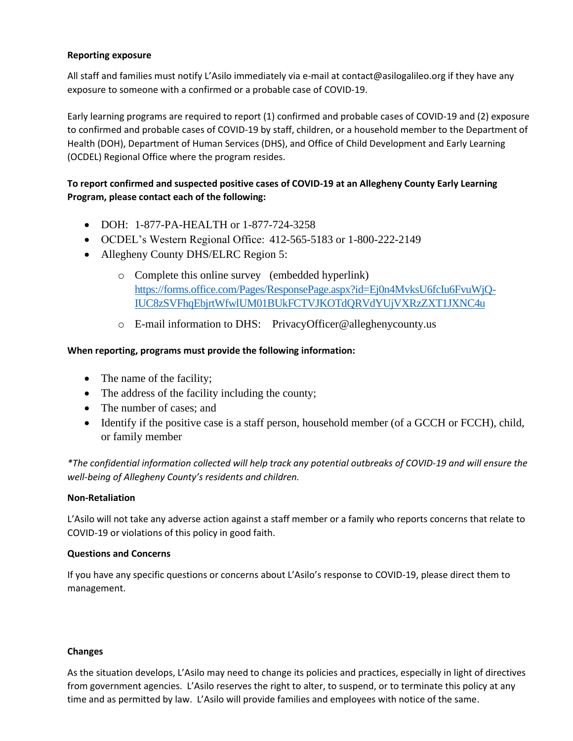**Reporting exposure**

All staff and families must notify L'Asilo immediately via e-mail at contact@asilogalileo.org if they have any exposure to someone with a confirmed or a probable case of COVID-19.

Early learning programs are required to report (1) confirmed and probable cases of COVID-19 and (2) exposure to confirmed and probable cases of COVID-19 by staff, children, or a household member to the Department of Health (DOH), Department of Human Services (DHS), and Office of Child Development and Early Learning (OCDEL) Regional Office where the program resides.

**To report confirmed and suspected positive cases of COVID-19 at an Allegheny County Early Learning Program, please contact each of the following:**

- DOH: 1-877-PA-HEALTH or 1-877-724-3258
- OCDEL's Western Regional Office: 412-565-5183 or 1-800-222-2149
- Allegheny County DHS/ELRC Region 5:
  - Complete this online survey (embedded hyperlink) https://forms.office.com/Pages/ResponsePage.aspx?id=Ej0n4MvksU6fcIu6FvuWjQ-IUC8zSVFhqEbjrtWfwlUM01BUkFCTVJKOTdQRVdYUjVXRzZXT1JXNC4u
  - E-mail information to DHS: PrivacyOfficer@alleghenycounty.us

**When reporting, programs must provide the following information:**

- The name of the facility;
- The address of the facility including the county;
- The number of cases; and
- Identify if the positive case is a staff person, household member (of a GCCH or FCCH), child, or family member

*\*The confidential information collected will help track any potential outbreaks of COVID-19 and will ensure the well-being of Allegheny County's residents and children.*

**Non-Retaliation**

L'Asilo will not take any adverse action against a staff member or a family who reports concerns that relate to COVID-19 or violations of this policy in good faith.

**Questions and Concerns**

If you have any specific questions or concerns about L'Asilo's response to COVID-19, please direct them to management.

**Changes**

As the situation develops, L'Asilo may need to change its policies and practices, especially in light of directives from government agencies. L'Asilo reserves the right to alter, to suspend, or to terminate this policy at any time and as permitted by law. L'Asilo will provide families and employees with notice of the same.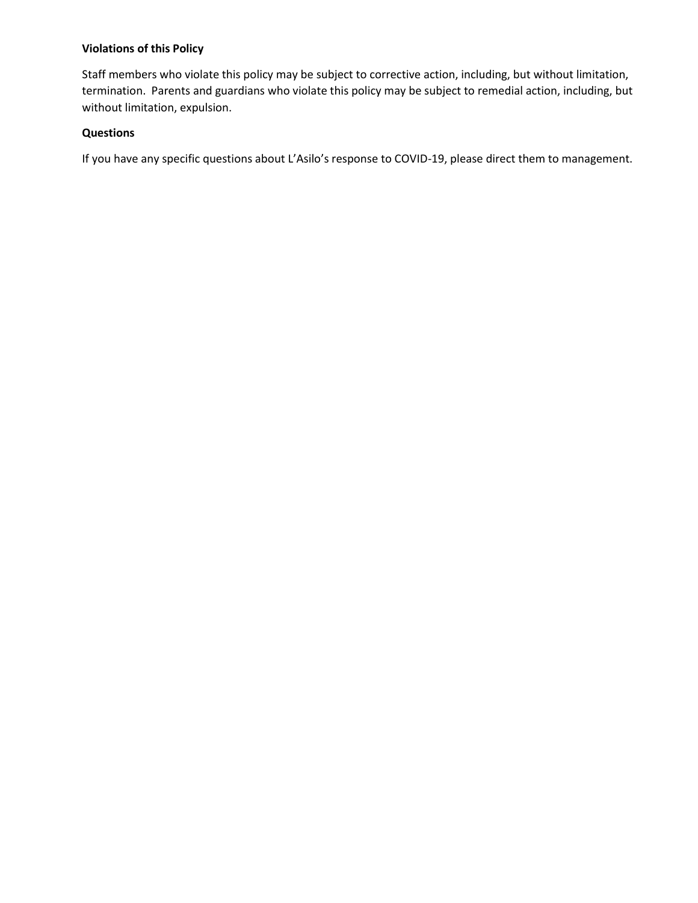**Violations of this Policy**

Staff members who violate this policy may be subject to corrective action, including, but without limitation, termination. Parents and guardians who violate this policy may be subject to remedial action, including, but without limitation, expulsion.

**Questions**

If you have any specific questions about L'Asilo's response to COVID-19, please direct them to management.